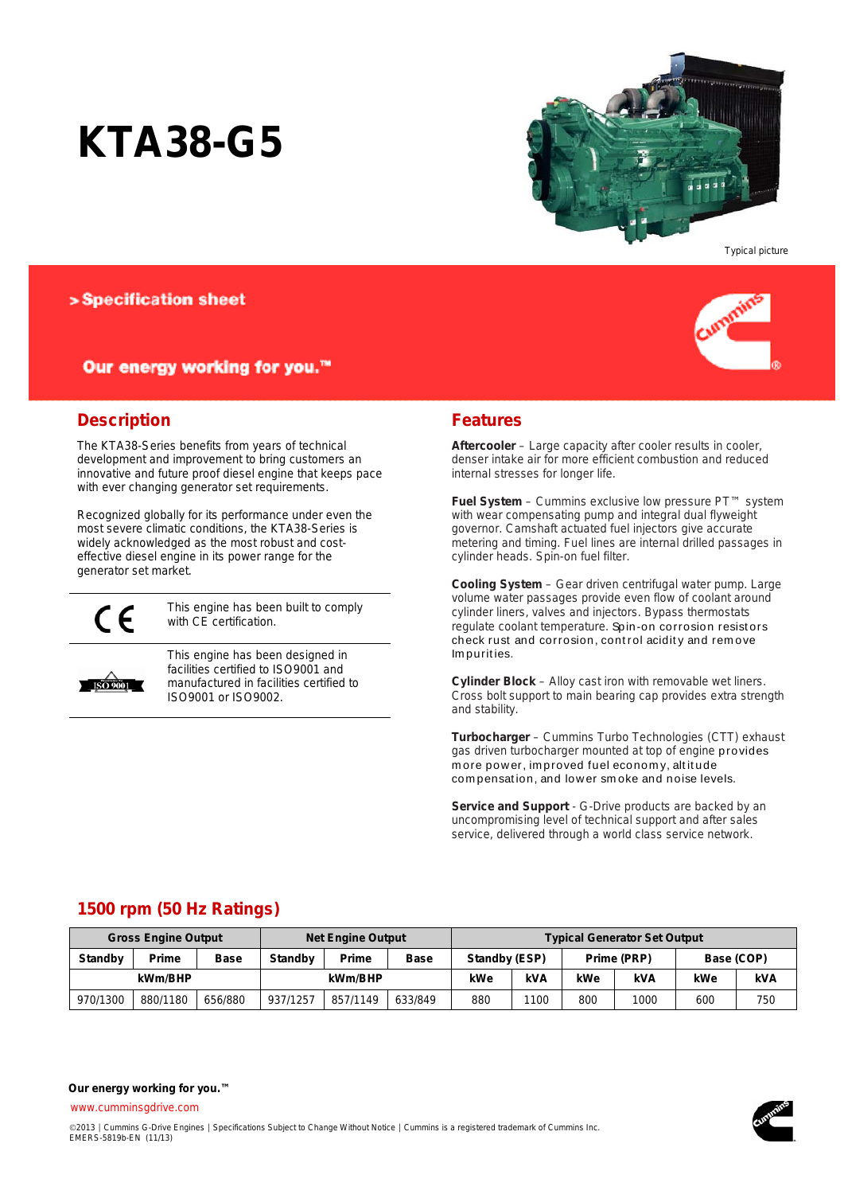# KTA38-G5

Typical picture

> Specification sheet

Our energy working for you.™

## Description

The KTA38-Series benefits from years of technical development and improvement to bring customers an innovative and future proof diesel engine that keeps pace with ever changing generator set requirements.

Recognized globally for its performance under even the most severe climatic conditions, the KTA38-Series is widely acknowledged as the most robust and cost-effective diesel engine in its power range for the generator set market.

| | |
|---|---|
| CE | This engine has been built to comply with CE certification. |
| ISO 9001 | This engine has been designed in facilities certified to ISO9001 and manufactured in facilities certified to ISO9001 or ISO9002. |

## Features

**Aftercooler** – Large capacity after cooler results in cooler, denser intake air for more efficient combustion and reduced internal stresses for longer life.

**Fuel System** – Cummins exclusive low pressure PT™ system with wear compensating pump and integral dual flyweight governor. Camshaft actuated fuel injectors give accurate metering and timing. Fuel lines are internal drilled passages in cylinder heads. Spin-on fuel filter.

**Cooling System** – Gear driven centrifugal water pump. Large volume water passages provide even flow of coolant around cylinder liners, valves and injectors. Bypass thermostats regulate coolant temperature. Spin-on corrosion resistors check rust and corrosion, control acidity and remove Impurities.

**Cylinder Block** – Alloy cast iron with removable wet liners. Cross bolt support to main bearing cap provides extra strength and stability.

**Turbocharger** – Cummins Turbo Technologies (CTT) exhaust gas driven turbocharger mounted at top of engine provides more power, improved fuel economy, altitude compensation, and lower smoke and noise levels.

**Service and Support** - G-Drive products are backed by an uncompromising level of technical support and after sales service, delivered through a world class service network.

## 1500 rpm (50 Hz Ratings)

| Gross Engine Output | | | Net Engine Output | | | Typical Generator Set Output | | | | | |
|---|---|---|---|---|---|---|---|---|---|---|---|
| Standby | Prime | Base | Standby | Prime | Base | Standby (ESP) | | Prime (PRP) | | Base (COP) | |
| kWm/BHP | | | kWm/BHP | | | kWe | kVA | kWe | kVA | kWe | kVA |
| 970/1300 | 880/1180 | 656/880 | 937/1257 | 857/1149 | 633/849 | 880 | 1100 | 800 | 1000 | 600 | 750 |

**Our energy working for you.™**

www.cumminsgdrive.com

©2013 | Cummins G-Drive Engines | Specifications Subject to Change Without Notice | Cummins is a registered trademark of Cummins Inc.
EMERS-5819b-EN (11/13)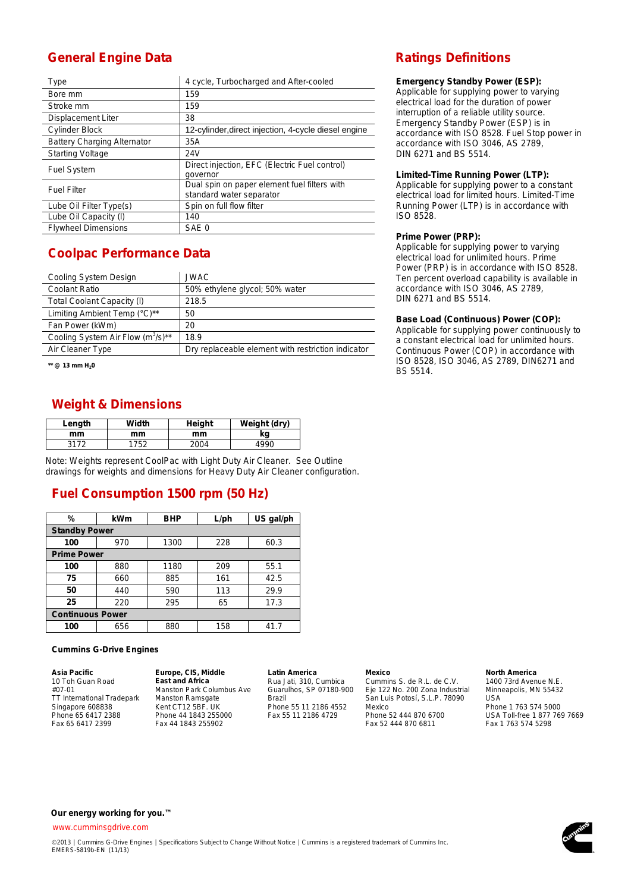## General Engine Data

| | |
|---|---|
| Type | 4 cycle, Turbocharged and After-cooled |
| Bore mm | 159 |
| Stroke mm | 159 |
| Displacement Liter | 38 |
| Cylinder Block | 12-cylinder,direct injection, 4-cycle diesel engine |
| Battery Charging Alternator | 35A |
| Starting Voltage | 24V |
| Fuel System | Direct injection, EFC (Electric Fuel control) governor |
| Fuel Filter | Dual spin on paper element fuel filters with standard water separator |
| Lube Oil Filter Type(s) | Spin on full flow filter |
| Lube Oil Capacity (l) | 140 |
| Flywheel Dimensions | SAE 0 |

## Coolpac Performance Data

| | |
|---|---|
| Cooling System Design | JWAC |
| Coolant Ratio | 50% ethylene glycol; 50% water |
| Total Coolant Capacity (l) | 218.5 |
| Limiting Ambient Temp (°C)** | 50 |
| Fan Power (kWm) | 20 |
| Cooling System Air Flow ($m^3/s$)** | 18.9 |
| Air Cleaner Type | Dry replaceable element with restriction indicator |

** @ 13 mm $H_2O$

## Weight & Dimensions

| Length mm | Width mm | Height mm | Weight (dry) kg |
|---|---|---|---|
| 3172 | 1752 | 2004 | 4990 |

Note: Weights represent CoolPac with Light Duty Air Cleaner. See Outline drawings for weights and dimensions for Heavy Duty Air Cleaner configuration.

## Fuel Consumption 1500 rpm (50 Hz)

| % | kWm | BHP | L/ph | US gal/ph |
|---|---|---|---|---|
| **Standby Power** | | | | |
| **100** | 970 | 1300 | 228 | 60.3 |
| **Prime Power** | | | | |
| **100** | 880 | 1180 | 209 | 55.1 |
| **75** | 660 | 885 | 161 | 42.5 |
| **50** | 440 | 590 | 113 | 29.9 |
| **25** | 220 | 295 | 65 | 17.3 |
| **Continuous Power** | | | | |
| **100** | 656 | 880 | 158 | 41.7 |

## Ratings Definitions

**Emergency Standby Power (ESP):**
Applicable for supplying power to varying electrical load for the duration of power interruption of a reliable utility source. Emergency Standby Power (ESP) is in accordance with ISO 8528. Fuel Stop power in accordance with ISO 3046, AS 2789, DIN 6271 and BS 5514.

**Limited-Time Running Power (LTP):**
Applicable for supplying power to a constant electrical load for limited hours. Limited-Time Running Power (LTP) is in accordance with ISO 8528.

**Prime Power (PRP):**
Applicable for supplying power to varying electrical load for unlimited hours. Prime Power (PRP) is in accordance with ISO 8528. Ten percent overload capability is available in accordance with ISO 3046, AS 2789, DIN 6271 and BS 5514.

**Base Load (Continuous) Power (COP):**
Applicable for supplying power continuously to a constant electrical load for unlimited hours. Continuous Power (COP) in accordance with ISO 8528, ISO 3046, AS 2789, DIN6271 and BS 5514.

**Cummins G-Drive Engines**

**Asia Pacific**
10 Toh Guan Road
#07-01
TT International Tradepark
Singapore 608838
Phone 65 6417 2388
Fax 65 6417 2399

**Europe, CIS, Middle East and Africa**
Manston Park Columbus Ave
Manston Ramsgate
Kent CT12 5BF. UK
Phone 44 1843 255000
Fax 44 1843 255902

**Latin America**
Rua Jati, 310, Cumbica
Guarulhos, SP 07180-900
Brazil
Phone 55 11 2186 4552
Fax 55 11 2186 4729

**Mexico**
Cummins S. de R.L. de C.V.
Eje 122 No. 200 Zona Industrial
San Luis Potosí, S.L.P. 78090
Mexico
Phone 52 444 870 6700
Fax 52 444 870 6811

**North America**
1400 73rd Avenue N.E.
Minneapolis, MN 55432
USA
Phone 1 763 574 5000
USA Toll-free 1 877 769 7669
Fax 1 763 574 5298

**Our energy working for you.™**

www.cumminsgdrive.com

©2013 | Cummins G-Drive Engines | Specifications Subject to Change Without Notice | Cummins is a registered trademark of Cummins Inc.
EMERS-5819b-EN (11/13)